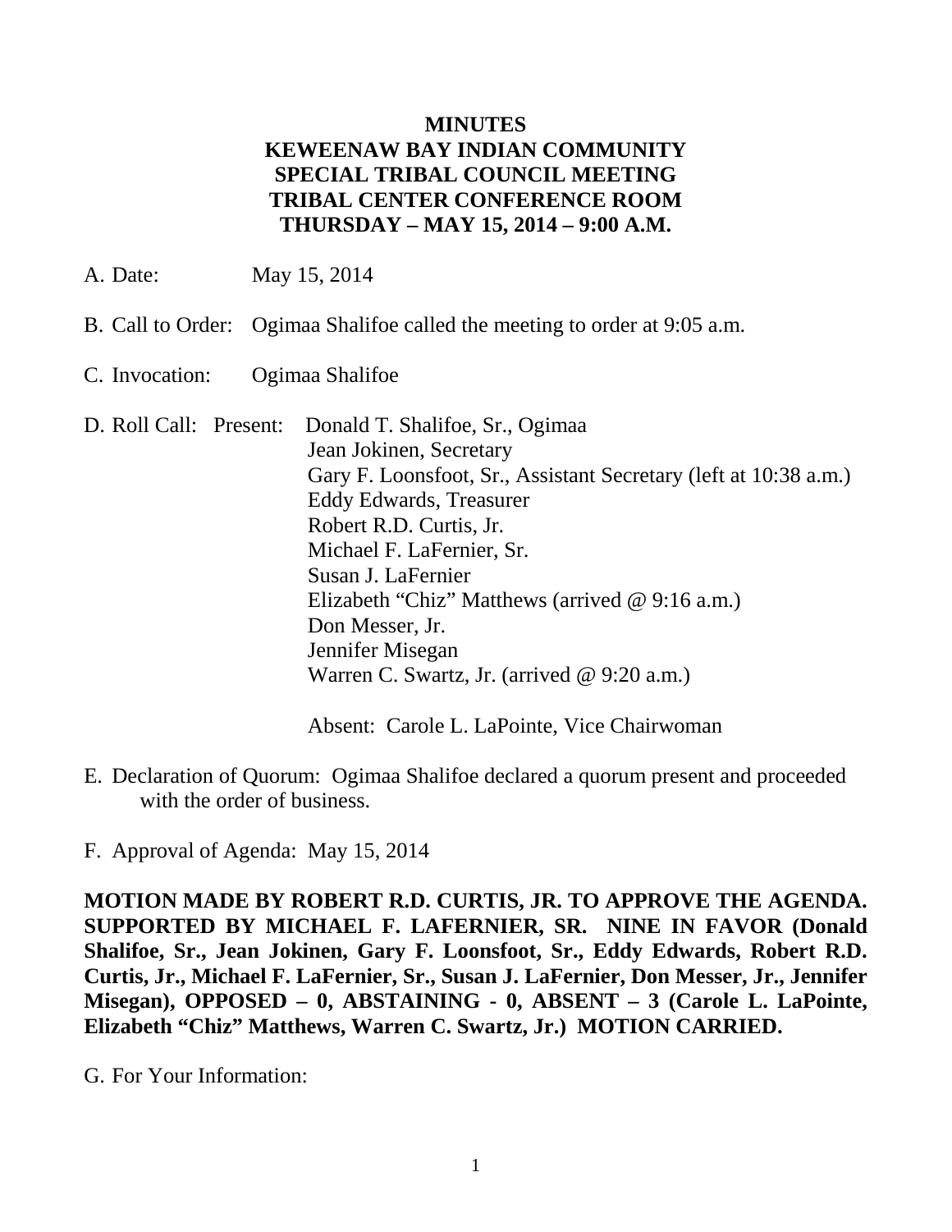# MINUTES
# KEWEENAW BAY INDIAN COMMUNITY
# SPECIAL TRIBAL COUNCIL MEETING
# TRIBAL CENTER CONFERENCE ROOM
# THURSDAY – MAY 15, 2014 – 9:00 A.M.

A. Date: May 15, 2014

B. Call to Order: Ogimaa Shalifoe called the meeting to order at 9:05 a.m.

C. Invocation: Ogimaa Shalifoe

D. Roll Call: Present:
- Donald T. Shalifoe, Sr., Ogimaa
- Jean Jokinen, Secretary
- Gary F. Loonsfoot, Sr., Assistant Secretary (left at 10:38 a.m.)
- Eddy Edwards, Treasurer
- Robert R.D. Curtis, Jr.
- Michael F. LaFernier, Sr.
- Susan J. LaFernier
- Elizabeth "Chiz" Matthews (arrived @ 9:16 a.m.)
- Don Messer, Jr.
- Jennifer Misegan
- Warren C. Swartz, Jr. (arrived @ 9:20 a.m.)

Absent: Carole L. LaPointe, Vice Chairwoman

E. Declaration of Quorum: Ogimaa Shalifoe declared a quorum present and proceeded with the order of business.

F. Approval of Agenda: May 15, 2014

**MOTION MADE BY ROBERT R.D. CURTIS, JR. TO APPROVE THE AGENDA. SUPPORTED BY MICHAEL F. LAFERNIER, SR. NINE IN FAVOR (Donald Shalifoe, Sr., Jean Jokinen, Gary F. Loonsfoot, Sr., Eddy Edwards, Robert R.D. Curtis, Jr., Michael F. LaFernier, Sr., Susan J. LaFernier, Don Messer, Jr., Jennifer Misegan), OPPOSED – 0, ABSTAINING - 0, ABSENT – 3 (Carole L. LaPointe, Elizabeth "Chiz" Matthews, Warren C. Swartz, Jr.) MOTION CARRIED.**

G. For Your Information: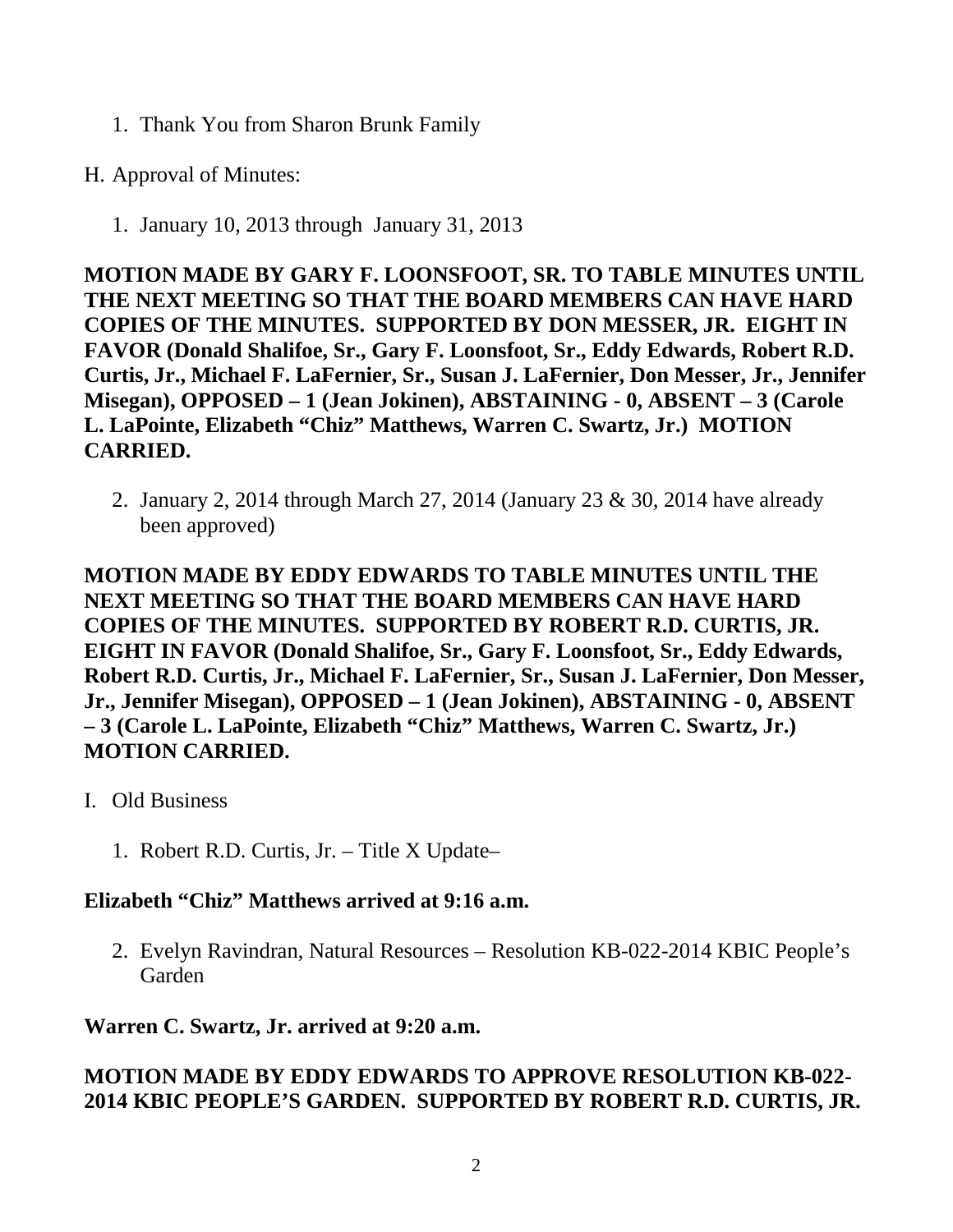1. Thank You from Sharon Brunk Family

H. Approval of Minutes:

1. January 10, 2013 through January 31, 2013

**MOTION MADE BY GARY F. LOONSFOOT, SR. TO TABLE MINUTES UNTIL THE NEXT MEETING SO THAT THE BOARD MEMBERS CAN HAVE HARD COPIES OF THE MINUTES. SUPPORTED BY DON MESSER, JR. EIGHT IN FAVOR (Donald Shalifoe, Sr., Gary F. Loonsfoot, Sr., Eddy Edwards, Robert R.D. Curtis, Jr., Michael F. LaFernier, Sr., Susan J. LaFernier, Don Messer, Jr., Jennifer Misegan), OPPOSED – 1 (Jean Jokinen), ABSTAINING - 0, ABSENT – 3 (Carole L. LaPointe, Elizabeth "Chiz" Matthews, Warren C. Swartz, Jr.) MOTION CARRIED.**

2. January 2, 2014 through March 27, 2014 (January 23 & 30, 2014 have already been approved)

**MOTION MADE BY EDDY EDWARDS TO TABLE MINUTES UNTIL THE NEXT MEETING SO THAT THE BOARD MEMBERS CAN HAVE HARD COPIES OF THE MINUTES. SUPPORTED BY ROBERT R.D. CURTIS, JR. EIGHT IN FAVOR (Donald Shalifoe, Sr., Gary F. Loonsfoot, Sr., Eddy Edwards, Robert R.D. Curtis, Jr., Michael F. LaFernier, Sr., Susan J. LaFernier, Don Messer, Jr., Jennifer Misegan), OPPOSED – 1 (Jean Jokinen), ABSTAINING - 0, ABSENT – 3 (Carole L. LaPointe, Elizabeth "Chiz" Matthews, Warren C. Swartz, Jr.) MOTION CARRIED.**

I. Old Business

1. Robert R.D. Curtis, Jr. – Title X Update–

**Elizabeth "Chiz" Matthews arrived at 9:16 a.m.**

2. Evelyn Ravindran, Natural Resources – Resolution KB-022-2014 KBIC People's Garden

**Warren C. Swartz, Jr. arrived at 9:20 a.m.**

**MOTION MADE BY EDDY EDWARDS TO APPROVE RESOLUTION KB-022-2014 KBIC PEOPLE'S GARDEN. SUPPORTED BY ROBERT R.D. CURTIS, JR.**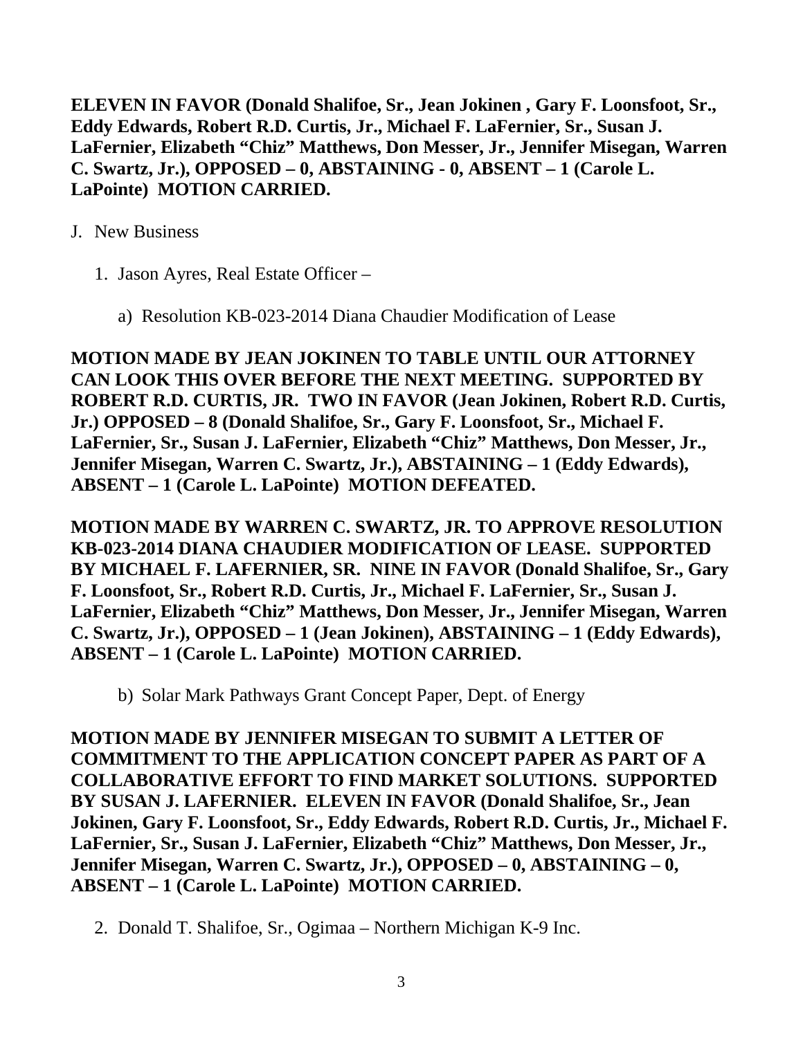**ELEVEN IN FAVOR (Donald Shalifoe, Sr., Jean Jokinen , Gary F. Loonsfoot, Sr., Eddy Edwards, Robert R.D. Curtis, Jr., Michael F. LaFernier, Sr., Susan J. LaFernier, Elizabeth "Chiz" Matthews, Don Messer, Jr., Jennifer Misegan, Warren C. Swartz, Jr.), OPPOSED – 0, ABSTAINING - 0, ABSENT – 1 (Carole L. LaPointe) MOTION CARRIED.**

J. New Business

1. Jason Ayres, Real Estate Officer –

    a) Resolution KB-023-2014 Diana Chaudier Modification of Lease

**MOTION MADE BY JEAN JOKINEN TO TABLE UNTIL OUR ATTORNEY CAN LOOK THIS OVER BEFORE THE NEXT MEETING. SUPPORTED BY ROBERT R.D. CURTIS, JR. TWO IN FAVOR (Jean Jokinen, Robert R.D. Curtis, Jr.) OPPOSED – 8 (Donald Shalifoe, Sr., Gary F. Loonsfoot, Sr., Michael F. LaFernier, Sr., Susan J. LaFernier, Elizabeth "Chiz" Matthews, Don Messer, Jr., Jennifer Misegan, Warren C. Swartz, Jr.), ABSTAINING – 1 (Eddy Edwards), ABSENT – 1 (Carole L. LaPointe) MOTION DEFEATED.**

**MOTION MADE BY WARREN C. SWARTZ, JR. TO APPROVE RESOLUTION KB-023-2014 DIANA CHAUDIER MODIFICATION OF LEASE. SUPPORTED BY MICHAEL F. LAFERNIER, SR. NINE IN FAVOR (Donald Shalifoe, Sr., Gary F. Loonsfoot, Sr., Robert R.D. Curtis, Jr., Michael F. LaFernier, Sr., Susan J. LaFernier, Elizabeth "Chiz" Matthews, Don Messer, Jr., Jennifer Misegan, Warren C. Swartz, Jr.), OPPOSED – 1 (Jean Jokinen), ABSTAINING – 1 (Eddy Edwards), ABSENT – 1 (Carole L. LaPointe) MOTION CARRIED.**

    b) Solar Mark Pathways Grant Concept Paper, Dept. of Energy

**MOTION MADE BY JENNIFER MISEGAN TO SUBMIT A LETTER OF COMMITMENT TO THE APPLICATION CONCEPT PAPER AS PART OF A COLLABORATIVE EFFORT TO FIND MARKET SOLUTIONS. SUPPORTED BY SUSAN J. LAFERNIER. ELEVEN IN FAVOR (Donald Shalifoe, Sr., Jean Jokinen, Gary F. Loonsfoot, Sr., Eddy Edwards, Robert R.D. Curtis, Jr., Michael F. LaFernier, Sr., Susan J. LaFernier, Elizabeth "Chiz" Matthews, Don Messer, Jr., Jennifer Misegan, Warren C. Swartz, Jr.), OPPOSED – 0, ABSTAINING – 0, ABSENT – 1 (Carole L. LaPointe) MOTION CARRIED.**

2. Donald T. Shalifoe, Sr., Ogimaa – Northern Michigan K-9 Inc.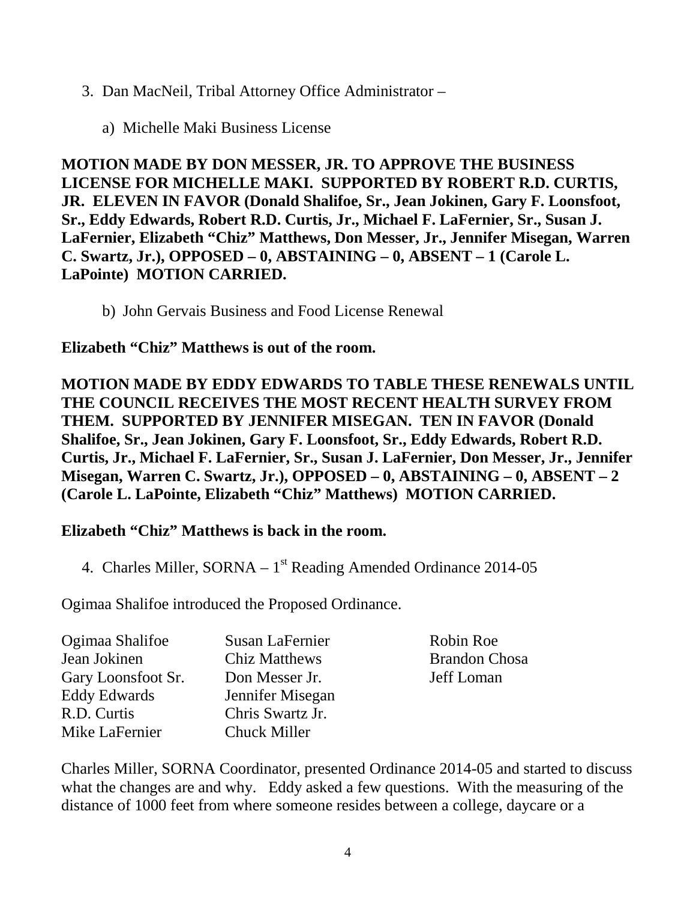3. Dan MacNeil, Tribal Attorney Office Administrator –

    a) Michelle Maki Business License

**MOTION MADE BY DON MESSER, JR. TO APPROVE THE BUSINESS LICENSE FOR MICHELLE MAKI. SUPPORTED BY ROBERT R.D. CURTIS, JR. ELEVEN IN FAVOR (Donald Shalifoe, Sr., Jean Jokinen, Gary F. Loonsfoot, Sr., Eddy Edwards, Robert R.D. Curtis, Jr., Michael F. LaFernier, Sr., Susan J. LaFernier, Elizabeth "Chiz" Matthews, Don Messer, Jr., Jennifer Misegan, Warren C. Swartz, Jr.), OPPOSED – 0, ABSTAINING – 0, ABSENT – 1 (Carole L. LaPointe) MOTION CARRIED.**

    b) John Gervais Business and Food License Renewal

**Elizabeth "Chiz" Matthews is out of the room.**

**MOTION MADE BY EDDY EDWARDS TO TABLE THESE RENEWALS UNTIL THE COUNCIL RECEIVES THE MOST RECENT HEALTH SURVEY FROM THEM. SUPPORTED BY JENNIFER MISEGAN. TEN IN FAVOR (Donald Shalifoe, Sr., Jean Jokinen, Gary F. Loonsfoot, Sr., Eddy Edwards, Robert R.D. Curtis, Jr., Michael F. LaFernier, Sr., Susan J. LaFernier, Don Messer, Jr., Jennifer Misegan, Warren C. Swartz, Jr.), OPPOSED – 0, ABSTAINING – 0, ABSENT – 2 (Carole L. LaPointe, Elizabeth "Chiz" Matthews) MOTION CARRIED.**

**Elizabeth "Chiz" Matthews is back in the room.**

4. Charles Miller, SORNA – 1st Reading Amended Ordinance 2014-05

Ogimaa Shalifoe introduced the Proposed Ordinance.

Ogimaa Shalifoe
Jean Jokinen
Gary Loonsfoot Sr.
Eddy Edwards
R.D. Curtis
Mike LaFernier
Susan LaFernier
Chiz Matthews
Don Messer Jr.
Jennifer Misegan
Chris Swartz Jr.
Chuck Miller
Robin Roe
Brandon Chosa
Jeff Loman

Charles Miller, SORNA Coordinator, presented Ordinance 2014-05 and started to discuss what the changes are and why. Eddy asked a few questions. With the measuring of the distance of 1000 feet from where someone resides between a college, daycare or a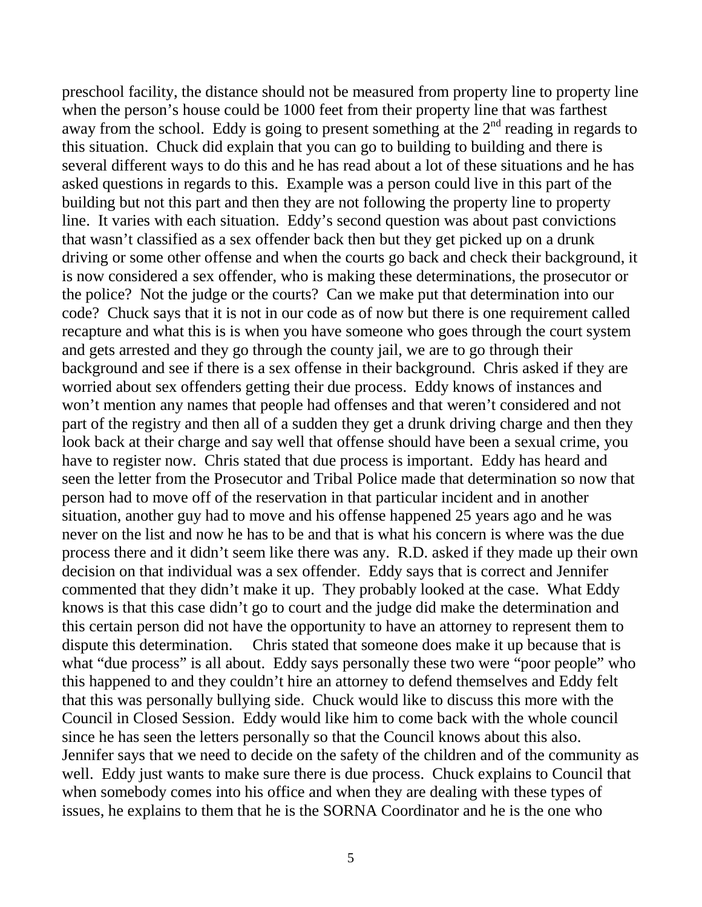preschool facility, the distance should not be measured from property line to property line when the person's house could be 1000 feet from their property line that was farthest away from the school. Eddy is going to present something at the 2nd reading in regards to this situation. Chuck did explain that you can go to building to building and there is several different ways to do this and he has read about a lot of these situations and he has asked questions in regards to this. Example was a person could live in this part of the building but not this part and then they are not following the property line to property line. It varies with each situation. Eddy's second question was about past convictions that wasn't classified as a sex offender back then but they get picked up on a drunk driving or some other offense and when the courts go back and check their background, it is now considered a sex offender, who is making these determinations, the prosecutor or the police? Not the judge or the courts? Can we make put that determination into our code? Chuck says that it is not in our code as of now but there is one requirement called recapture and what this is is when you have someone who goes through the court system and gets arrested and they go through the county jail, we are to go through their background and see if there is a sex offense in their background. Chris asked if they are worried about sex offenders getting their due process. Eddy knows of instances and won't mention any names that people had offenses and that weren't considered and not part of the registry and then all of a sudden they get a drunk driving charge and then they look back at their charge and say well that offense should have been a sexual crime, you have to register now. Chris stated that due process is important. Eddy has heard and seen the letter from the Prosecutor and Tribal Police made that determination so now that person had to move off of the reservation in that particular incident and in another situation, another guy had to move and his offense happened 25 years ago and he was never on the list and now he has to be and that is what his concern is where was the due process there and it didn't seem like there was any. R.D. asked if they made up their own decision on that individual was a sex offender. Eddy says that is correct and Jennifer commented that they didn't make it up. They probably looked at the case. What Eddy knows is that this case didn't go to court and the judge did make the determination and this certain person did not have the opportunity to have an attorney to represent them to dispute this determination. Chris stated that someone does make it up because that is what "due process" is all about. Eddy says personally these two were "poor people" who this happened to and they couldn't hire an attorney to defend themselves and Eddy felt that this was personally bullying side. Chuck would like to discuss this more with the Council in Closed Session. Eddy would like him to come back with the whole council since he has seen the letters personally so that the Council knows about this also. Jennifer says that we need to decide on the safety of the children and of the community as well. Eddy just wants to make sure there is due process. Chuck explains to Council that when somebody comes into his office and when they are dealing with these types of issues, he explains to them that he is the SORNA Coordinator and he is the one who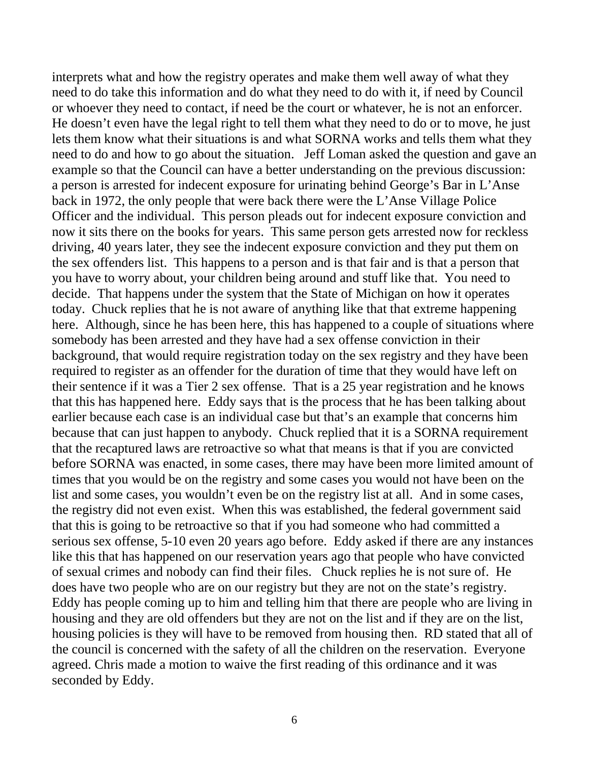interprets what and how the registry operates and make them well away of what they need to do take this information and do what they need to do with it, if need by Council or whoever they need to contact, if need be the court or whatever, he is not an enforcer. He doesn't even have the legal right to tell them what they need to do or to move, he just lets them know what their situations is and what SORNA works and tells them what they need to do and how to go about the situation. Jeff Loman asked the question and gave an example so that the Council can have a better understanding on the previous discussion: a person is arrested for indecent exposure for urinating behind George's Bar in L'Anse back in 1972, the only people that were back there were the L'Anse Village Police Officer and the individual. This person pleads out for indecent exposure conviction and now it sits there on the books for years. This same person gets arrested now for reckless driving, 40 years later, they see the indecent exposure conviction and they put them on the sex offenders list. This happens to a person and is that fair and is that a person that you have to worry about, your children being around and stuff like that. You need to decide. That happens under the system that the State of Michigan on how it operates today. Chuck replies that he is not aware of anything like that that extreme happening here. Although, since he has been here, this has happened to a couple of situations where somebody has been arrested and they have had a sex offense conviction in their background, that would require registration today on the sex registry and they have been required to register as an offender for the duration of time that they would have left on their sentence if it was a Tier 2 sex offense. That is a 25 year registration and he knows that this has happened here. Eddy says that is the process that he has been talking about earlier because each case is an individual case but that's an example that concerns him because that can just happen to anybody. Chuck replied that it is a SORNA requirement that the recaptured laws are retroactive so what that means is that if you are convicted before SORNA was enacted, in some cases, there may have been more limited amount of times that you would be on the registry and some cases you would not have been on the list and some cases, you wouldn't even be on the registry list at all. And in some cases, the registry did not even exist. When this was established, the federal government said that this is going to be retroactive so that if you had someone who had committed a serious sex offense, 5-10 even 20 years ago before. Eddy asked if there are any instances like this that has happened on our reservation years ago that people who have convicted of sexual crimes and nobody can find their files. Chuck replies he is not sure of. He does have two people who are on our registry but they are not on the state's registry. Eddy has people coming up to him and telling him that there are people who are living in housing and they are old offenders but they are not on the list and if they are on the list, housing policies is they will have to be removed from housing then. RD stated that all of the council is concerned with the safety of all the children on the reservation. Everyone agreed. Chris made a motion to waive the first reading of this ordinance and it was seconded by Eddy.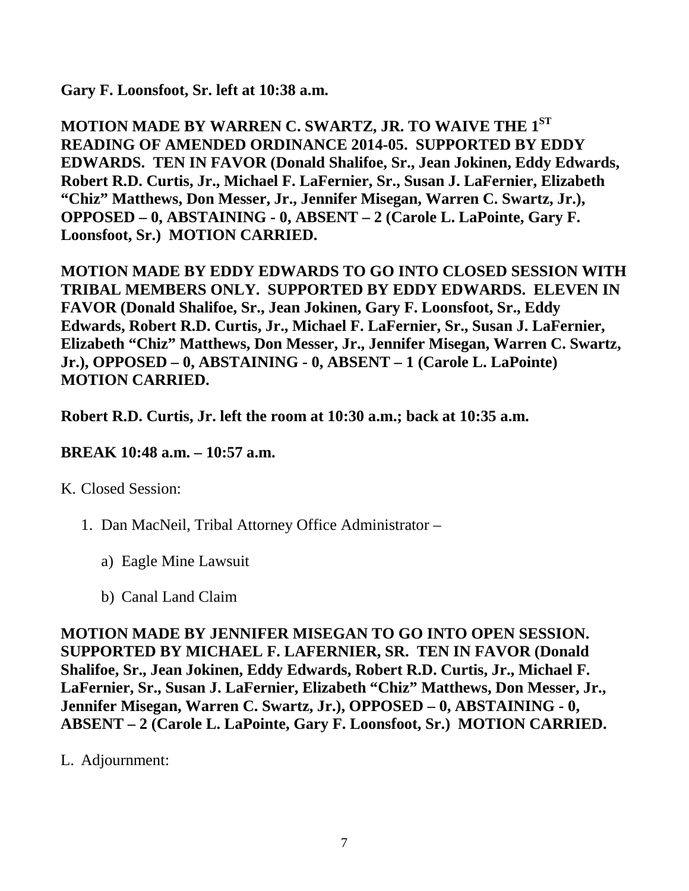**Gary F. Loonsfoot, Sr. left at 10:38 a.m.**

**MOTION MADE BY WARREN C. SWARTZ, JR. TO WAIVE THE 1ST READING OF AMENDED ORDINANCE 2014-05. SUPPORTED BY EDDY EDWARDS. TEN IN FAVOR (Donald Shalifoe, Sr., Jean Jokinen, Eddy Edwards, Robert R.D. Curtis, Jr., Michael F. LaFernier, Sr., Susan J. LaFernier, Elizabeth "Chiz" Matthews, Don Messer, Jr., Jennifer Misegan, Warren C. Swartz, Jr.), OPPOSED – 0, ABSTAINING - 0, ABSENT – 2 (Carole L. LaPointe, Gary F. Loonsfoot, Sr.) MOTION CARRIED.**

**MOTION MADE BY EDDY EDWARDS TO GO INTO CLOSED SESSION WITH TRIBAL MEMBERS ONLY. SUPPORTED BY EDDY EDWARDS. ELEVEN IN FAVOR (Donald Shalifoe, Sr., Jean Jokinen, Gary F. Loonsfoot, Sr., Eddy Edwards, Robert R.D. Curtis, Jr., Michael F. LaFernier, Sr., Susan J. LaFernier, Elizabeth "Chiz" Matthews, Don Messer, Jr., Jennifer Misegan, Warren C. Swartz, Jr.), OPPOSED – 0, ABSTAINING - 0, ABSENT – 1 (Carole L. LaPointe) MOTION CARRIED.**

**Robert R.D. Curtis, Jr. left the room at 10:30 a.m.; back at 10:35 a.m.**

**BREAK 10:48 a.m. – 10:57 a.m.**

K. Closed Session:

1. Dan MacNeil, Tribal Attorney Office Administrator –
   a) Eagle Mine Lawsuit
   b) Canal Land Claim

**MOTION MADE BY JENNIFER MISEGAN TO GO INTO OPEN SESSION. SUPPORTED BY MICHAEL F. LAFERNIER, SR. TEN IN FAVOR (Donald Shalifoe, Sr., Jean Jokinen, Eddy Edwards, Robert R.D. Curtis, Jr., Michael F. LaFernier, Sr., Susan J. LaFernier, Elizabeth "Chiz" Matthews, Don Messer, Jr., Jennifer Misegan, Warren C. Swartz, Jr.), OPPOSED – 0, ABSTAINING - 0, ABSENT – 2 (Carole L. LaPointe, Gary F. Loonsfoot, Sr.) MOTION CARRIED.**

L. Adjournment: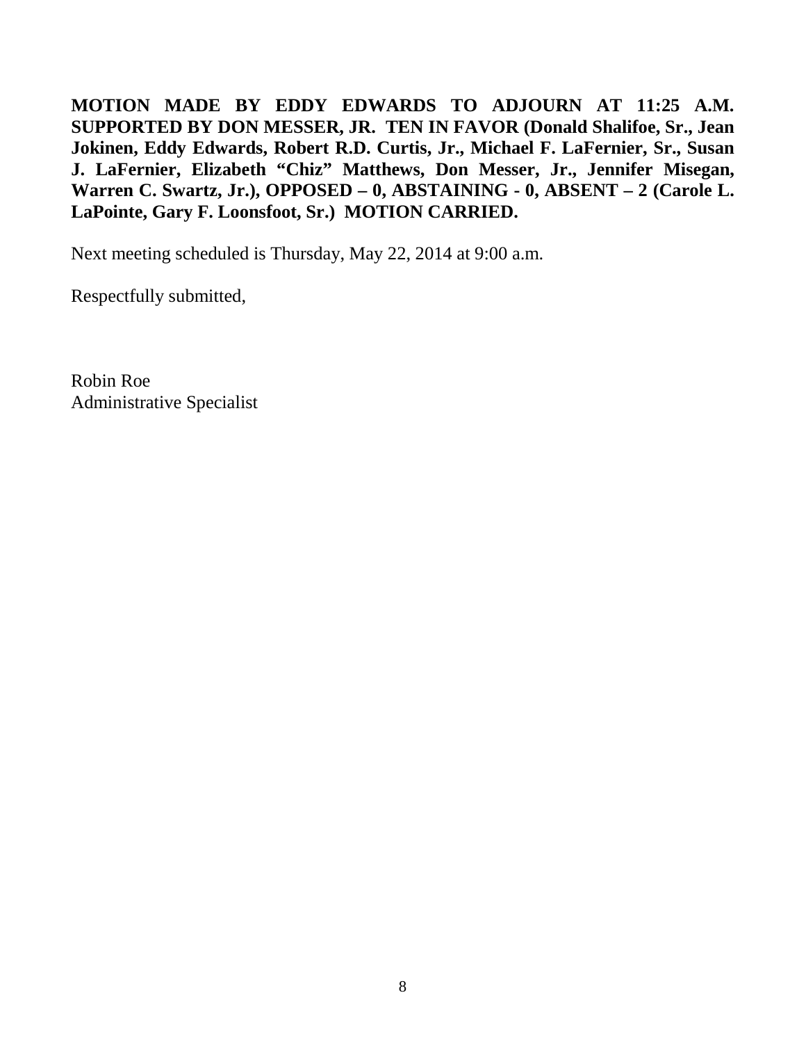**MOTION MADE BY EDDY EDWARDS TO ADJOURN AT 11:25 A.M. SUPPORTED BY DON MESSER, JR. TEN IN FAVOR (Donald Shalifoe, Sr., Jean Jokinen, Eddy Edwards, Robert R.D. Curtis, Jr., Michael F. LaFernier, Sr., Susan J. LaFernier, Elizabeth "Chiz" Matthews, Don Messer, Jr., Jennifer Misegan, Warren C. Swartz, Jr.), OPPOSED – 0, ABSTAINING - 0, ABSENT – 2 (Carole L. LaPointe, Gary F. Loonsfoot, Sr.) MOTION CARRIED.**

Next meeting scheduled is Thursday, May 22, 2014 at 9:00 a.m.

Respectfully submitted,

Robin Roe
Administrative Specialist